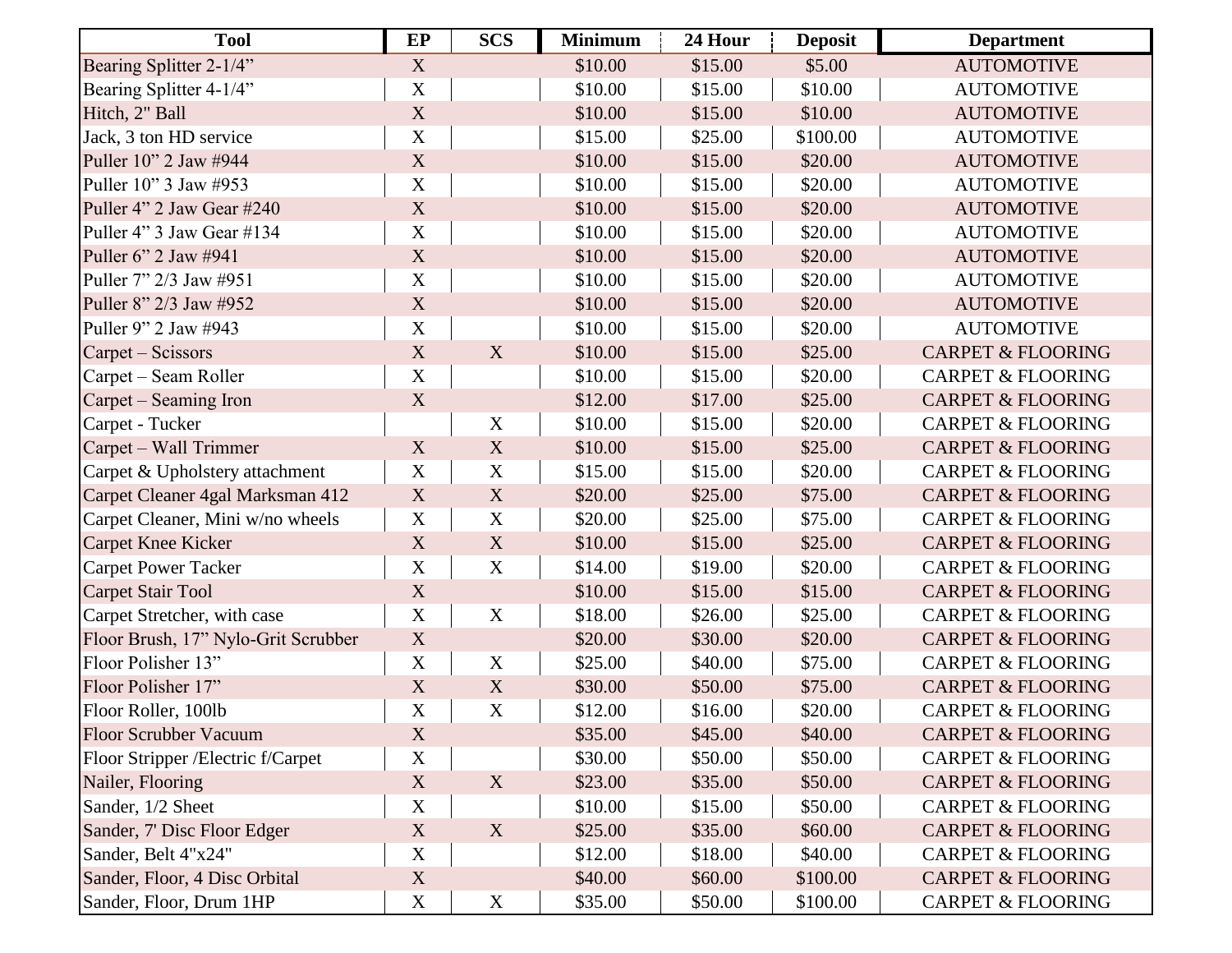| Tool | EP | SCS | Minimum | 24 Hour | Deposit | Department |
|---|---|---|---|---|---|---|
| Bearing Splitter 2-1/4” | X | | $10.00 | $15.00 | $5.00 | AUTOMOTIVE |
| Bearing Splitter 4-1/4” | X | | $10.00 | $15.00 | $10.00 | AUTOMOTIVE |
| Hitch, 2" Ball | X | | $10.00 | $15.00 | $10.00 | AUTOMOTIVE |
| Jack, 3 ton HD service | X | | $15.00 | $25.00 | $100.00 | AUTOMOTIVE |
| Puller 10” 2 Jaw #944 | X | | $10.00 | $15.00 | $20.00 | AUTOMOTIVE |
| Puller 10” 3 Jaw #953 | X | | $10.00 | $15.00 | $20.00 | AUTOMOTIVE |
| Puller 4” 2 Jaw Gear #240 | X | | $10.00 | $15.00 | $20.00 | AUTOMOTIVE |
| Puller 4” 3 Jaw Gear #134 | X | | $10.00 | $15.00 | $20.00 | AUTOMOTIVE |
| Puller 6” 2 Jaw #941 | X | | $10.00 | $15.00 | $20.00 | AUTOMOTIVE |
| Puller 7” 2/3 Jaw #951 | X | | $10.00 | $15.00 | $20.00 | AUTOMOTIVE |
| Puller 8” 2/3 Jaw #952 | X | | $10.00 | $15.00 | $20.00 | AUTOMOTIVE |
| Puller 9” 2 Jaw #943 | X | | $10.00 | $15.00 | $20.00 | AUTOMOTIVE |
| Carpet – Scissors | X | X | $10.00 | $15.00 | $25.00 | CARPET & FLOORING |
| Carpet – Seam Roller | X | | $10.00 | $15.00 | $20.00 | CARPET & FLOORING |
| Carpet – Seaming Iron | X | | $12.00 | $17.00 | $25.00 | CARPET & FLOORING |
| Carpet - Tucker | | X | $10.00 | $15.00 | $20.00 | CARPET & FLOORING |
| Carpet – Wall Trimmer | X | X | $10.00 | $15.00 | $25.00 | CARPET & FLOORING |
| Carpet & Upholstery attachment | X | X | $15.00 | $15.00 | $20.00 | CARPET & FLOORING |
| Carpet Cleaner 4gal Marksman 412 | X | X | $20.00 | $25.00 | $75.00 | CARPET & FLOORING |
| Carpet Cleaner, Mini w/no wheels | X | X | $20.00 | $25.00 | $75.00 | CARPET & FLOORING |
| Carpet Knee Kicker | X | X | $10.00 | $15.00 | $25.00 | CARPET & FLOORING |
| Carpet Power Tacker | X | X | $14.00 | $19.00 | $20.00 | CARPET & FLOORING |
| Carpet Stair Tool | X | | $10.00 | $15.00 | $15.00 | CARPET & FLOORING |
| Carpet Stretcher, with case | X | X | $18.00 | $26.00 | $25.00 | CARPET & FLOORING |
| Floor Brush, 17” Nylo-Grit Scrubber | X | | $20.00 | $30.00 | $20.00 | CARPET & FLOORING |
| Floor Polisher 13” | X | X | $25.00 | $40.00 | $75.00 | CARPET & FLOORING |
| Floor Polisher 17” | X | X | $30.00 | $50.00 | $75.00 | CARPET & FLOORING |
| Floor Roller, 100lb | X | X | $12.00 | $16.00 | $20.00 | CARPET & FLOORING |
| Floor Scrubber Vacuum | X | | $35.00 | $45.00 | $40.00 | CARPET & FLOORING |
| Floor Stripper /Electric f/Carpet | X | | $30.00 | $50.00 | $50.00 | CARPET & FLOORING |
| Nailer, Flooring | X | X | $23.00 | $35.00 | $50.00 | CARPET & FLOORING |
| Sander, 1/2 Sheet | X | | $10.00 | $15.00 | $50.00 | CARPET & FLOORING |
| Sander, 7' Disc Floor Edger | X | X | $25.00 | $35.00 | $60.00 | CARPET & FLOORING |
| Sander, Belt 4"x24" | X | | $12.00 | $18.00 | $40.00 | CARPET & FLOORING |
| Sander, Floor, 4 Disc Orbital | X | | $40.00 | $60.00 | $100.00 | CARPET & FLOORING |
| Sander, Floor, Drum 1HP | X | X | $35.00 | $50.00 | $100.00 | CARPET & FLOORING |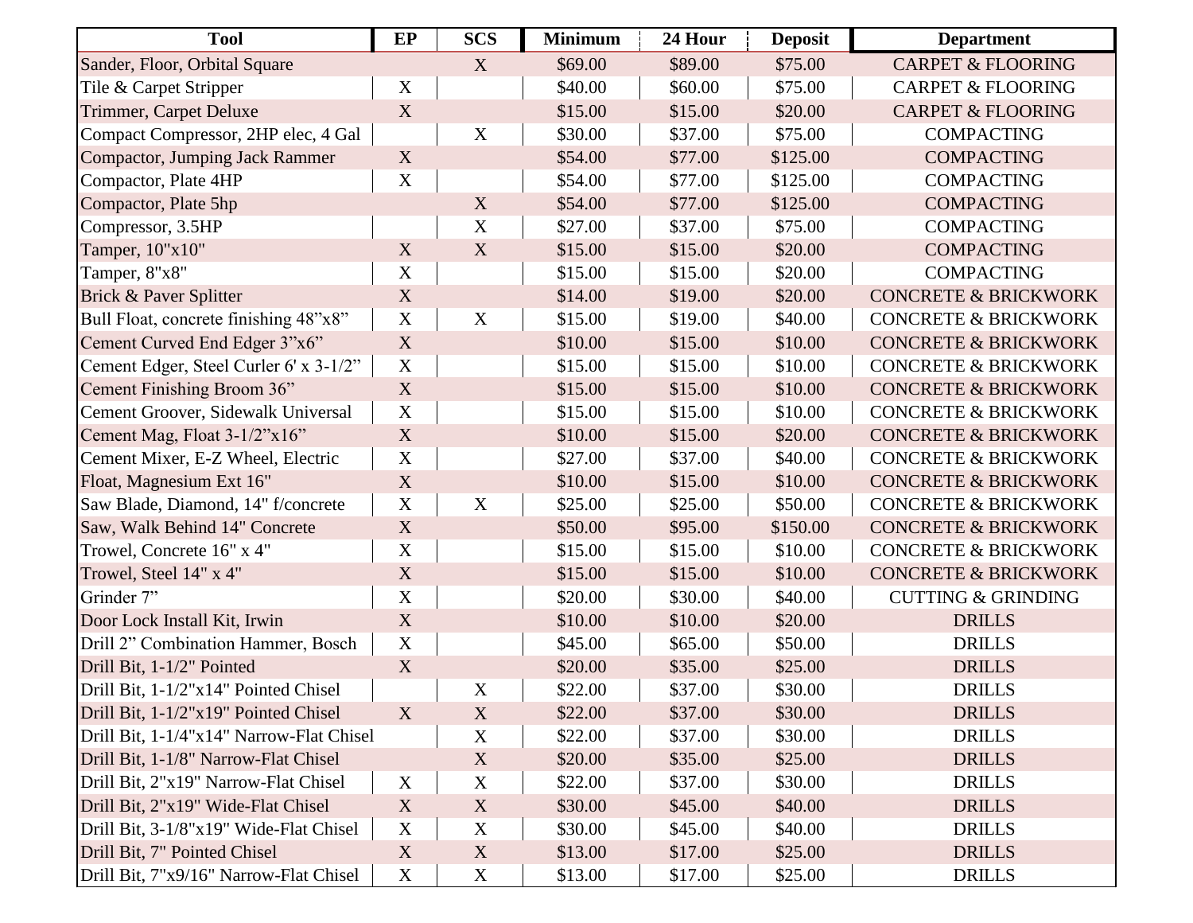| Tool | EP | SCS | Minimum | 24 Hour | Deposit | Department |
|---|---|---|---|---|---|---|
| Sander, Floor, Orbital Square | | X | $69.00 | $89.00 | $75.00 | CARPET & FLOORING |
| Tile & Carpet Stripper | X | | $40.00 | $60.00 | $75.00 | CARPET & FLOORING |
| Trimmer, Carpet Deluxe | X | | $15.00 | $15.00 | $20.00 | CARPET & FLOORING |
| Compact Compressor, 2HP elec, 4 Gal | | X | $30.00 | $37.00 | $75.00 | COMPACTING |
| Compactor, Jumping Jack Rammer | X | | $54.00 | $77.00 | $125.00 | COMPACTING |
| Compactor, Plate 4HP | X | | $54.00 | $77.00 | $125.00 | COMPACTING |
| Compactor, Plate 5hp | | X | $54.00 | $77.00 | $125.00 | COMPACTING |
| Compressor, 3.5HP | | X | $27.00 | $37.00 | $75.00 | COMPACTING |
| Tamper, 10"x10" | X | X | $15.00 | $15.00 | $20.00 | COMPACTING |
| Tamper, 8"x8" | X | | $15.00 | $15.00 | $20.00 | COMPACTING |
| Brick & Paver Splitter | X | | $14.00 | $19.00 | $20.00 | CONCRETE & BRICKWORK |
| Bull Float, concrete finishing 48"x8" | X | X | $15.00 | $19.00 | $40.00 | CONCRETE & BRICKWORK |
| Cement Curved End Edger 3"x6" | X | | $10.00 | $15.00 | $10.00 | CONCRETE & BRICKWORK |
| Cement Edger, Steel Curler 6' x 3-1/2" | X | | $15.00 | $15.00 | $10.00 | CONCRETE & BRICKWORK |
| Cement Finishing Broom 36" | X | | $15.00 | $15.00 | $10.00 | CONCRETE & BRICKWORK |
| Cement Groover, Sidewalk Universal | X | | $15.00 | $15.00 | $10.00 | CONCRETE & BRICKWORK |
| Cement Mag, Float 3-1/2"x16" | X | | $10.00 | $15.00 | $20.00 | CONCRETE & BRICKWORK |
| Cement Mixer, E-Z Wheel, Electric | X | | $27.00 | $37.00 | $40.00 | CONCRETE & BRICKWORK |
| Float, Magnesium Ext 16" | X | | $10.00 | $15.00 | $10.00 | CONCRETE & BRICKWORK |
| Saw Blade, Diamond, 14" f/concrete | X | X | $25.00 | $25.00 | $50.00 | CONCRETE & BRICKWORK |
| Saw, Walk Behind 14" Concrete | X | | $50.00 | $95.00 | $150.00 | CONCRETE & BRICKWORK |
| Trowel, Concrete 16" x 4" | X | | $15.00 | $15.00 | $10.00 | CONCRETE & BRICKWORK |
| Trowel, Steel 14" x 4" | X | | $15.00 | $15.00 | $10.00 | CONCRETE & BRICKWORK |
| Grinder 7" | X | | $20.00 | $30.00 | $40.00 | CUTTING & GRINDING |
| Door Lock Install Kit, Irwin | X | | $10.00 | $10.00 | $20.00 | DRILLS |
| Drill 2" Combination Hammer, Bosch | X | | $45.00 | $65.00 | $50.00 | DRILLS |
| Drill Bit, 1-1/2" Pointed | X | | $20.00 | $35.00 | $25.00 | DRILLS |
| Drill Bit, 1-1/2"x14" Pointed Chisel | | X | $22.00 | $37.00 | $30.00 | DRILLS |
| Drill Bit, 1-1/2"x19" Pointed Chisel | X | X | $22.00 | $37.00 | $30.00 | DRILLS |
| Drill Bit, 1-1/4"x14" Narrow-Flat Chisel | | X | $22.00 | $37.00 | $30.00 | DRILLS |
| Drill Bit, 1-1/8" Narrow-Flat Chisel | | X | $20.00 | $35.00 | $25.00 | DRILLS |
| Drill Bit, 2"x19" Narrow-Flat Chisel | X | X | $22.00 | $37.00 | $30.00 | DRILLS |
| Drill Bit, 2"x19" Wide-Flat Chisel | X | X | $30.00 | $45.00 | $40.00 | DRILLS |
| Drill Bit, 3-1/8"x19" Wide-Flat Chisel | X | X | $30.00 | $45.00 | $40.00 | DRILLS |
| Drill Bit, 7" Pointed Chisel | X | X | $13.00 | $17.00 | $25.00 | DRILLS |
| Drill Bit, 7"x9/16" Narrow-Flat Chisel | X | X | $13.00 | $17.00 | $25.00 | DRILLS |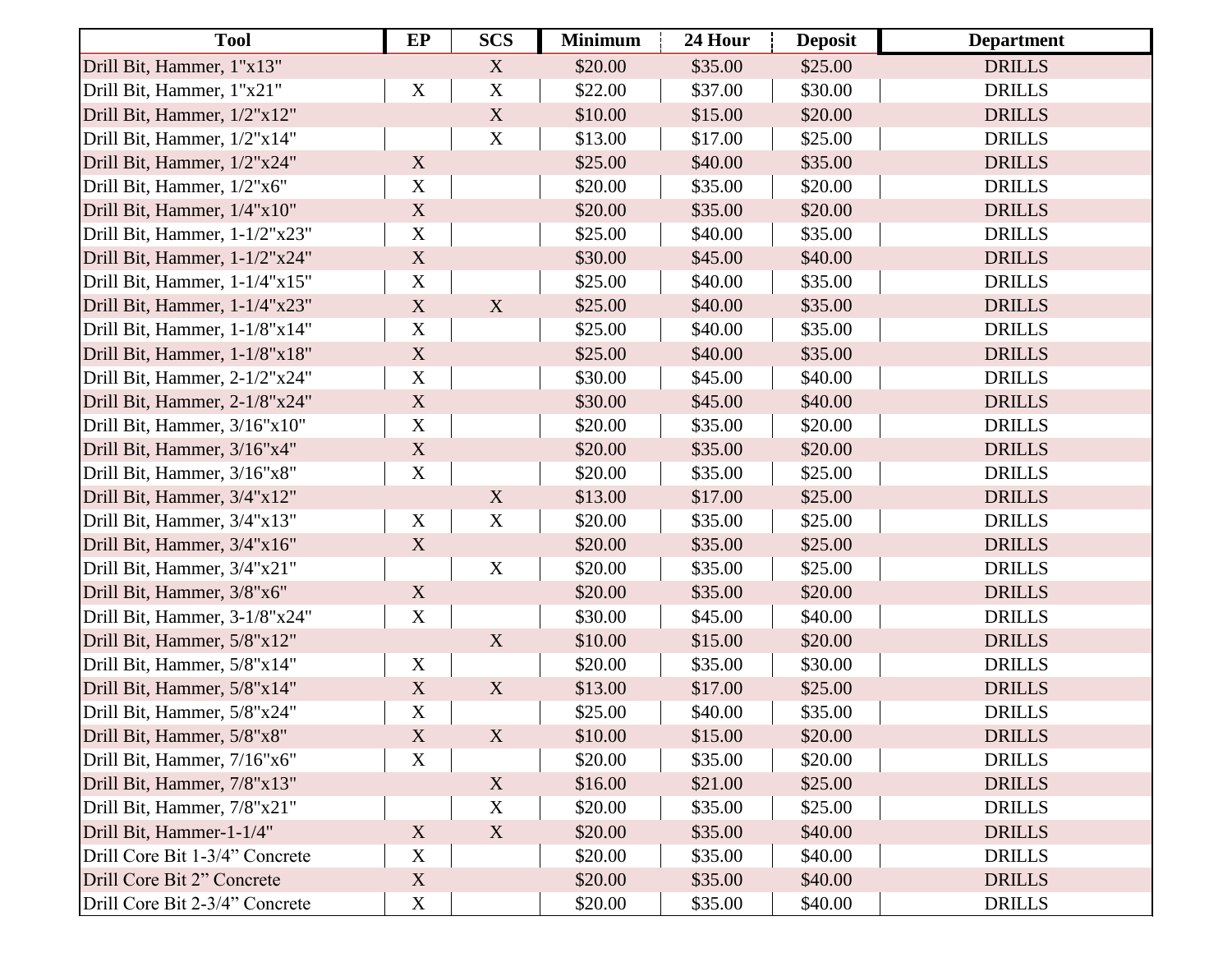| Tool | EP | SCS | Minimum | 24 Hour | Deposit | Department |
|---|---|---|---|---|---|---|
| Drill Bit, Hammer, 1"x13" | | X | $20.00 | $35.00 | $25.00 | DRILLS |
| Drill Bit, Hammer, 1"x21" | X | X | $22.00 | $37.00 | $30.00 | DRILLS |
| Drill Bit, Hammer, 1/2"x12" | | X | $10.00 | $15.00 | $20.00 | DRILLS |
| Drill Bit, Hammer, 1/2"x14" | | X | $13.00 | $17.00 | $25.00 | DRILLS |
| Drill Bit, Hammer, 1/2"x24" | X | | $25.00 | $40.00 | $35.00 | DRILLS |
| Drill Bit, Hammer, 1/2"x6" | X | | $20.00 | $35.00 | $20.00 | DRILLS |
| Drill Bit, Hammer, 1/4"x10" | X | | $20.00 | $35.00 | $20.00 | DRILLS |
| Drill Bit, Hammer, 1-1/2"x23" | X | | $25.00 | $40.00 | $35.00 | DRILLS |
| Drill Bit, Hammer, 1-1/2"x24" | X | | $30.00 | $45.00 | $40.00 | DRILLS |
| Drill Bit, Hammer, 1-1/4"x15" | X | | $25.00 | $40.00 | $35.00 | DRILLS |
| Drill Bit, Hammer, 1-1/4"x23" | X | X | $25.00 | $40.00 | $35.00 | DRILLS |
| Drill Bit, Hammer, 1-1/8"x14" | X | | $25.00 | $40.00 | $35.00 | DRILLS |
| Drill Bit, Hammer, 1-1/8"x18" | X | | $25.00 | $40.00 | $35.00 | DRILLS |
| Drill Bit, Hammer, 2-1/2"x24" | X | | $30.00 | $45.00 | $40.00 | DRILLS |
| Drill Bit, Hammer, 2-1/8"x24" | X | | $30.00 | $45.00 | $40.00 | DRILLS |
| Drill Bit, Hammer, 3/16"x10" | X | | $20.00 | $35.00 | $20.00 | DRILLS |
| Drill Bit, Hammer, 3/16"x4" | X | | $20.00 | $35.00 | $20.00 | DRILLS |
| Drill Bit, Hammer, 3/16"x8" | X | | $20.00 | $35.00 | $25.00 | DRILLS |
| Drill Bit, Hammer, 3/4"x12" | | X | $13.00 | $17.00 | $25.00 | DRILLS |
| Drill Bit, Hammer, 3/4"x13" | X | X | $20.00 | $35.00 | $25.00 | DRILLS |
| Drill Bit, Hammer, 3/4"x16" | X | | $20.00 | $35.00 | $25.00 | DRILLS |
| Drill Bit, Hammer, 3/4"x21" | | X | $20.00 | $35.00 | $25.00 | DRILLS |
| Drill Bit, Hammer, 3/8"x6" | X | | $20.00 | $35.00 | $20.00 | DRILLS |
| Drill Bit, Hammer, 3-1/8"x24" | X | | $30.00 | $45.00 | $40.00 | DRILLS |
| Drill Bit, Hammer, 5/8"x12" | | X | $10.00 | $15.00 | $20.00 | DRILLS |
| Drill Bit, Hammer, 5/8"x14" | X | | $20.00 | $35.00 | $30.00 | DRILLS |
| Drill Bit, Hammer, 5/8"x14" | X | X | $13.00 | $17.00 | $25.00 | DRILLS |
| Drill Bit, Hammer, 5/8"x24" | X | | $25.00 | $40.00 | $35.00 | DRILLS |
| Drill Bit, Hammer, 5/8"x8" | X | X | $10.00 | $15.00 | $20.00 | DRILLS |
| Drill Bit, Hammer, 7/16"x6" | X | | $20.00 | $35.00 | $20.00 | DRILLS |
| Drill Bit, Hammer, 7/8"x13" | | X | $16.00 | $21.00 | $25.00 | DRILLS |
| Drill Bit, Hammer, 7/8"x21" | | X | $20.00 | $35.00 | $25.00 | DRILLS |
| Drill Bit, Hammer-1-1/4" | X | X | $20.00 | $35.00 | $40.00 | DRILLS |
| Drill Core Bit 1-3/4" Concrete | X | | $20.00 | $35.00 | $40.00 | DRILLS |
| Drill Core Bit 2" Concrete | X | | $20.00 | $35.00 | $40.00 | DRILLS |
| Drill Core Bit 2-3/4" Concrete | X | | $20.00 | $35.00 | $40.00 | DRILLS |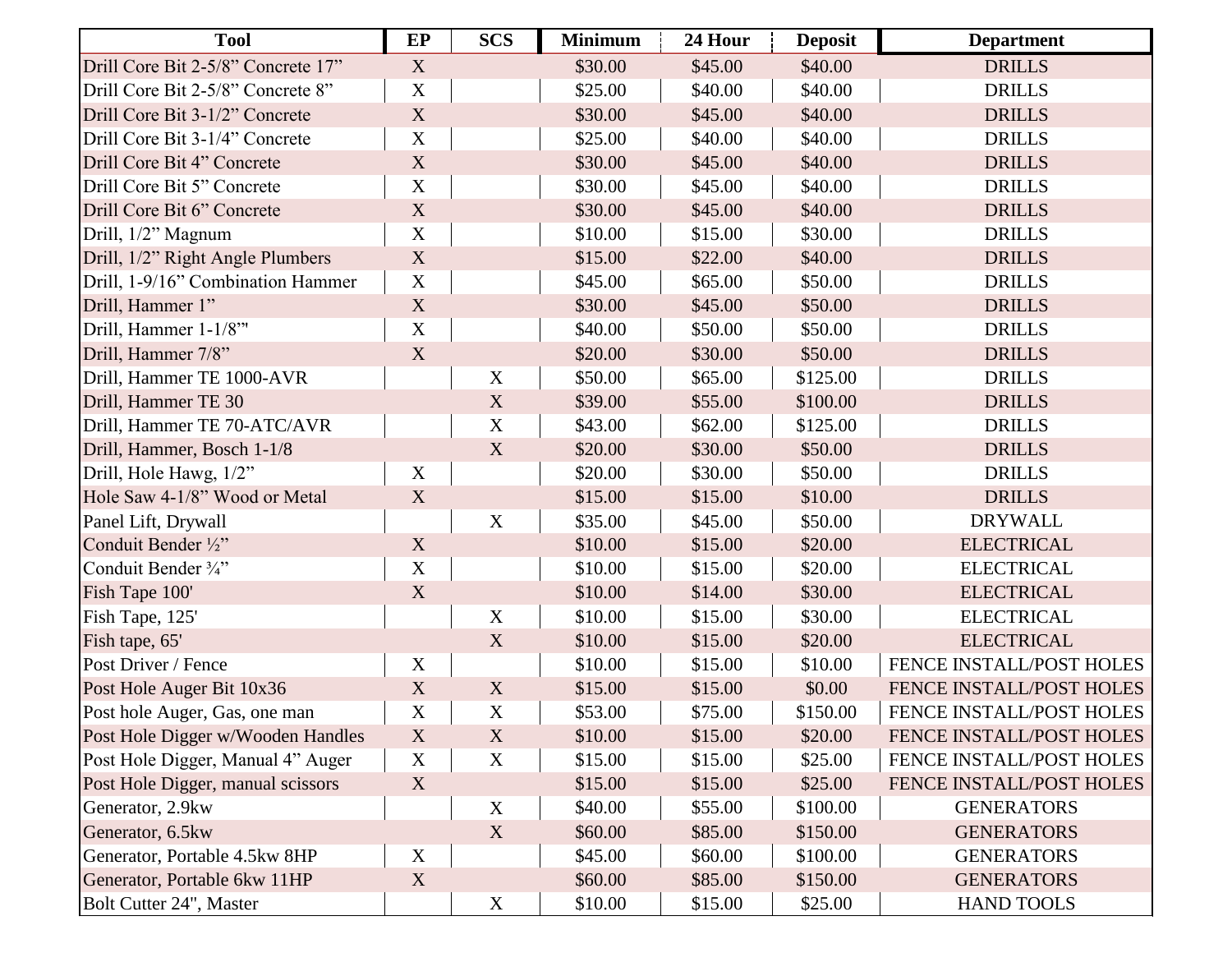| Tool | EP | SCS | Minimum | 24 Hour | Deposit | Department |
|---|---|---|---|---|---|---|
| Drill Core Bit 2-5/8" Concrete 17" | X | | $30.00 | $45.00 | $40.00 | DRILLS |
| Drill Core Bit 2-5/8" Concrete 8" | X | | $25.00 | $40.00 | $40.00 | DRILLS |
| Drill Core Bit 3-1/2" Concrete | X | | $30.00 | $45.00 | $40.00 | DRILLS |
| Drill Core Bit 3-1/4" Concrete | X | | $25.00 | $40.00 | $40.00 | DRILLS |
| Drill Core Bit 4" Concrete | X | | $30.00 | $45.00 | $40.00 | DRILLS |
| Drill Core Bit 5" Concrete | X | | $30.00 | $45.00 | $40.00 | DRILLS |
| Drill Core Bit 6" Concrete | X | | $30.00 | $45.00 | $40.00 | DRILLS |
| Drill, 1/2" Magnum | X | | $10.00 | $15.00 | $30.00 | DRILLS |
| Drill, 1/2" Right Angle Plumbers | X | | $15.00 | $22.00 | $40.00 | DRILLS |
| Drill, 1-9/16" Combination Hammer | X | | $45.00 | $65.00 | $50.00 | DRILLS |
| Drill, Hammer 1" | X | | $30.00 | $45.00 | $50.00 | DRILLS |
| Drill, Hammer 1-1/8"' | X | | $40.00 | $50.00 | $50.00 | DRILLS |
| Drill, Hammer 7/8" | X | | $20.00 | $30.00 | $50.00 | DRILLS |
| Drill, Hammer TE 1000-AVR | | X | $50.00 | $65.00 | $125.00 | DRILLS |
| Drill, Hammer TE 30 | | X | $39.00 | $55.00 | $100.00 | DRILLS |
| Drill, Hammer TE 70-ATC/AVR | | X | $43.00 | $62.00 | $125.00 | DRILLS |
| Drill, Hammer, Bosch 1-1/8 | | X | $20.00 | $30.00 | $50.00 | DRILLS |
| Drill, Hole Hawg, 1/2" | X | | $20.00 | $30.00 | $50.00 | DRILLS |
| Hole Saw 4-1/8" Wood or Metal | X | | $15.00 | $15.00 | $10.00 | DRILLS |
| Panel Lift, Drywall | | X | $35.00 | $45.00 | $50.00 | DRYWALL |
| Conduit Bender ½" | X | | $10.00 | $15.00 | $20.00 | ELECTRICAL |
| Conduit Bender ¾" | X | | $10.00 | $15.00 | $20.00 | ELECTRICAL |
| Fish Tape 100' | X | | $10.00 | $14.00 | $30.00 | ELECTRICAL |
| Fish Tape, 125' | | X | $10.00 | $15.00 | $30.00 | ELECTRICAL |
| Fish tape, 65' | | X | $10.00 | $15.00 | $20.00 | ELECTRICAL |
| Post Driver / Fence | X | | $10.00 | $15.00 | $10.00 | FENCE INSTALL/POST HOLES |
| Post Hole Auger Bit 10x36 | X | X | $15.00 | $15.00 | $0.00 | FENCE INSTALL/POST HOLES |
| Post hole Auger, Gas, one man | X | X | $53.00 | $75.00 | $150.00 | FENCE INSTALL/POST HOLES |
| Post Hole Digger w/Wooden Handles | X | X | $10.00 | $15.00 | $20.00 | FENCE INSTALL/POST HOLES |
| Post Hole Digger, Manual 4" Auger | X | X | $15.00 | $15.00 | $25.00 | FENCE INSTALL/POST HOLES |
| Post Hole Digger, manual scissors | X | | $15.00 | $15.00 | $25.00 | FENCE INSTALL/POST HOLES |
| Generator, 2.9kw | | X | $40.00 | $55.00 | $100.00 | GENERATORS |
| Generator, 6.5kw | | X | $60.00 | $85.00 | $150.00 | GENERATORS |
| Generator, Portable 4.5kw 8HP | X | | $45.00 | $60.00 | $100.00 | GENERATORS |
| Generator, Portable 6kw 11HP | X | | $60.00 | $85.00 | $150.00 | GENERATORS |
| Bolt Cutter 24", Master | | X | $10.00 | $15.00 | $25.00 | HAND TOOLS |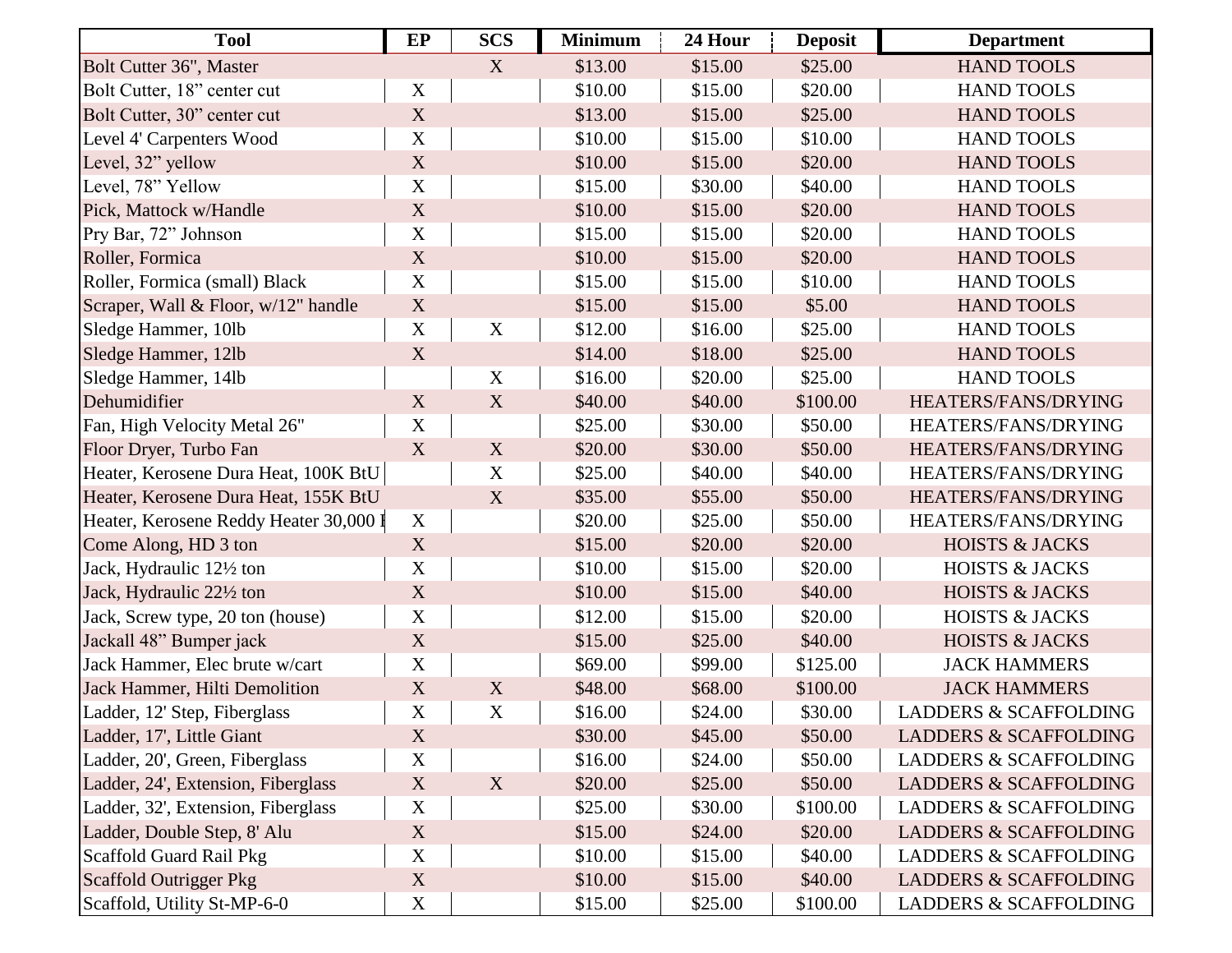| Tool | EP | SCS | Minimum | 24 Hour | Deposit | Department |
|---|---|---|---|---|---|---|
| Bolt Cutter 36", Master | | X | $13.00 | $15.00 | $25.00 | HAND TOOLS |
| Bolt Cutter, 18” center cut | X | | $10.00 | $15.00 | $20.00 | HAND TOOLS |
| Bolt Cutter, 30” center cut | X | | $13.00 | $15.00 | $25.00 | HAND TOOLS |
| Level 4' Carpenters Wood | X | | $10.00 | $15.00 | $10.00 | HAND TOOLS |
| Level, 32” yellow | X | | $10.00 | $15.00 | $20.00 | HAND TOOLS |
| Level, 78” Yellow | X | | $15.00 | $30.00 | $40.00 | HAND TOOLS |
| Pick, Mattock w/Handle | X | | $10.00 | $15.00 | $20.00 | HAND TOOLS |
| Pry Bar, 72” Johnson | X | | $15.00 | $15.00 | $20.00 | HAND TOOLS |
| Roller, Formica | X | | $10.00 | $15.00 | $20.00 | HAND TOOLS |
| Roller, Formica (small) Black | X | | $15.00 | $15.00 | $10.00 | HAND TOOLS |
| Scraper, Wall & Floor, w/12" handle | X | | $15.00 | $15.00 | $5.00 | HAND TOOLS |
| Sledge Hammer, 10lb | X | X | $12.00 | $16.00 | $25.00 | HAND TOOLS |
| Sledge Hammer, 12lb | X | | $14.00 | $18.00 | $25.00 | HAND TOOLS |
| Sledge Hammer, 14lb | | X | $16.00 | $20.00 | $25.00 | HAND TOOLS |
| Dehumidifier | X | X | $40.00 | $40.00 | $100.00 | HEATERS/FANS/DRYING |
| Fan, High Velocity Metal 26" | X | | $25.00 | $30.00 | $50.00 | HEATERS/FANS/DRYING |
| Floor Dryer, Turbo Fan | X | X | $20.00 | $30.00 | $50.00 | HEATERS/FANS/DRYING |
| Heater, Kerosene Dura Heat, 100K BtU | | X | $25.00 | $40.00 | $40.00 | HEATERS/FANS/DRYING |
| Heater, Kerosene Dura Heat, 155K BtU | | X | $35.00 | $55.00 | $50.00 | HEATERS/FANS/DRYING |
| Heater, Kerosene Reddy Heater 30,000 I | X | | $20.00 | $25.00 | $50.00 | HEATERS/FANS/DRYING |
| Come Along, HD 3 ton | X | | $15.00 | $20.00 | $20.00 | HOISTS & JACKS |
| Jack, Hydraulic 12½ ton | X | | $10.00 | $15.00 | $20.00 | HOISTS & JACKS |
| Jack, Hydraulic 22½ ton | X | | $10.00 | $15.00 | $40.00 | HOISTS & JACKS |
| Jack, Screw type, 20 ton (house) | X | | $12.00 | $15.00 | $20.00 | HOISTS & JACKS |
| Jackall 48” Bumper jack | X | | $15.00 | $25.00 | $40.00 | HOISTS & JACKS |
| Jack Hammer, Elec brute w/cart | X | | $69.00 | $99.00 | $125.00 | JACK HAMMERS |
| Jack Hammer, Hilti Demolition | X | X | $48.00 | $68.00 | $100.00 | JACK HAMMERS |
| Ladder, 12' Step, Fiberglass | X | X | $16.00 | $24.00 | $30.00 | LADDERS & SCAFFOLDING |
| Ladder, 17', Little Giant | X | | $30.00 | $45.00 | $50.00 | LADDERS & SCAFFOLDING |
| Ladder, 20', Green, Fiberglass | X | | $16.00 | $24.00 | $50.00 | LADDERS & SCAFFOLDING |
| Ladder, 24', Extension, Fiberglass | X | X | $20.00 | $25.00 | $50.00 | LADDERS & SCAFFOLDING |
| Ladder, 32', Extension, Fiberglass | X | | $25.00 | $30.00 | $100.00 | LADDERS & SCAFFOLDING |
| Ladder, Double Step, 8' Alu | X | | $15.00 | $24.00 | $20.00 | LADDERS & SCAFFOLDING |
| Scaffold Guard Rail Pkg | X | | $10.00 | $15.00 | $40.00 | LADDERS & SCAFFOLDING |
| Scaffold Outrigger Pkg | X | | $10.00 | $15.00 | $40.00 | LADDERS & SCAFFOLDING |
| Scaffold, Utility St-MP-6-0 | X | | $15.00 | $25.00 | $100.00 | LADDERS & SCAFFOLDING |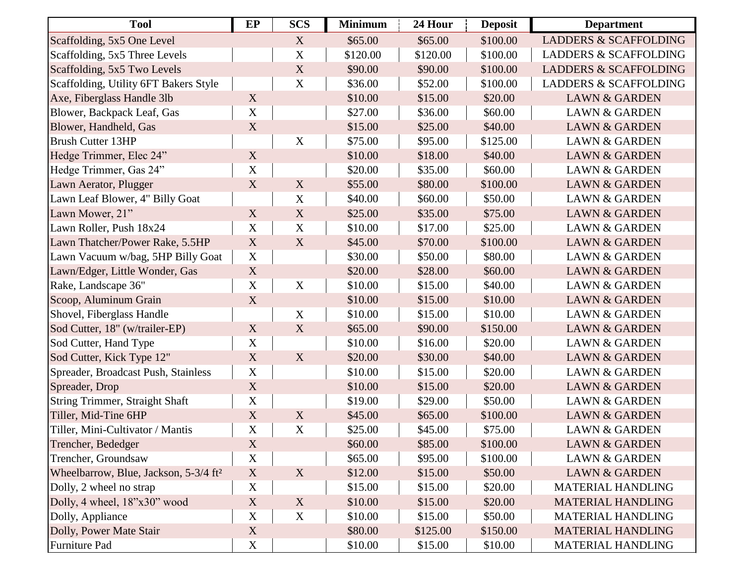| Tool | EP | SCS | Minimum | 24 Hour | Deposit | Department |
|---|---|---|---|---|---|---|
| Scaffolding, 5x5 One Level | | X | $65.00 | $65.00 | $100.00 | LADDERS & SCAFFOLDING |
| Scaffolding, 5x5 Three Levels | | X | $120.00 | $120.00 | $100.00 | LADDERS & SCAFFOLDING |
| Scaffolding, 5x5 Two Levels | | X | $90.00 | $90.00 | $100.00 | LADDERS & SCAFFOLDING |
| Scaffolding, Utility 6FT Bakers Style | | X | $36.00 | $52.00 | $100.00 | LADDERS & SCAFFOLDING |
| Axe, Fiberglass Handle 3lb | X | | $10.00 | $15.00 | $20.00 | LAWN & GARDEN |
| Blower, Backpack Leaf, Gas | X | | $27.00 | $36.00 | $60.00 | LAWN & GARDEN |
| Blower, Handheld, Gas | X | | $15.00 | $25.00 | $40.00 | LAWN & GARDEN |
| Brush Cutter 13HP | | X | $75.00 | $95.00 | $125.00 | LAWN & GARDEN |
| Hedge Trimmer, Elec 24” | X | | $10.00 | $18.00 | $40.00 | LAWN & GARDEN |
| Hedge Trimmer, Gas 24” | X | | $20.00 | $35.00 | $60.00 | LAWN & GARDEN |
| Lawn Aerator, Plugger | X | X | $55.00 | $80.00 | $100.00 | LAWN & GARDEN |
| Lawn Leaf Blower, 4" Billy Goat | | X | $40.00 | $60.00 | $50.00 | LAWN & GARDEN |
| Lawn Mower, 21” | X | X | $25.00 | $35.00 | $75.00 | LAWN & GARDEN |
| Lawn Roller, Push 18x24 | X | X | $10.00 | $17.00 | $25.00 | LAWN & GARDEN |
| Lawn Thatcher/Power Rake, 5.5HP | X | X | $45.00 | $70.00 | $100.00 | LAWN & GARDEN |
| Lawn Vacuum w/bag, 5HP Billy Goat | X | | $30.00 | $50.00 | $80.00 | LAWN & GARDEN |
| Lawn/Edger, Little Wonder, Gas | X | | $20.00 | $28.00 | $60.00 | LAWN & GARDEN |
| Rake, Landscape 36" | X | X | $10.00 | $15.00 | $40.00 | LAWN & GARDEN |
| Scoop, Aluminum Grain | X | | $10.00 | $15.00 | $10.00 | LAWN & GARDEN |
| Shovel, Fiberglass Handle | | X | $10.00 | $15.00 | $10.00 | LAWN & GARDEN |
| Sod Cutter, 18" (w/trailer-EP) | X | X | $65.00 | $90.00 | $150.00 | LAWN & GARDEN |
| Sod Cutter, Hand Type | X | | $10.00 | $16.00 | $20.00 | LAWN & GARDEN |
| Sod Cutter, Kick Type 12" | X | X | $20.00 | $30.00 | $40.00 | LAWN & GARDEN |
| Spreader, Broadcast Push, Stainless | X | | $10.00 | $15.00 | $20.00 | LAWN & GARDEN |
| Spreader, Drop | X | | $10.00 | $15.00 | $20.00 | LAWN & GARDEN |
| String Trimmer, Straight Shaft | X | | $19.00 | $29.00 | $50.00 | LAWN & GARDEN |
| Tiller, Mid-Tine 6HP | X | X | $45.00 | $65.00 | $100.00 | LAWN & GARDEN |
| Tiller, Mini-Cultivator / Mantis | X | X | $25.00 | $45.00 | $75.00 | LAWN & GARDEN |
| Trencher, Bededger | X | | $60.00 | $85.00 | $100.00 | LAWN & GARDEN |
| Trencher, Groundsaw | X | | $65.00 | $95.00 | $100.00 | LAWN & GARDEN |
| Wheelbarrow, Blue, Jackson, 5-3/4 ft² | X | X | $12.00 | $15.00 | $50.00 | LAWN & GARDEN |
| Dolly, 2 wheel no strap | X | | $15.00 | $15.00 | $20.00 | MATERIAL HANDLING |
| Dolly, 4 wheel, 18”x30” wood | X | X | $10.00 | $15.00 | $20.00 | MATERIAL HANDLING |
| Dolly, Appliance | X | X | $10.00 | $15.00 | $50.00 | MATERIAL HANDLING |
| Dolly, Power Mate Stair | X | | $80.00 | $125.00 | $150.00 | MATERIAL HANDLING |
| Furniture Pad | X | | $10.00 | $15.00 | $10.00 | MATERIAL HANDLING |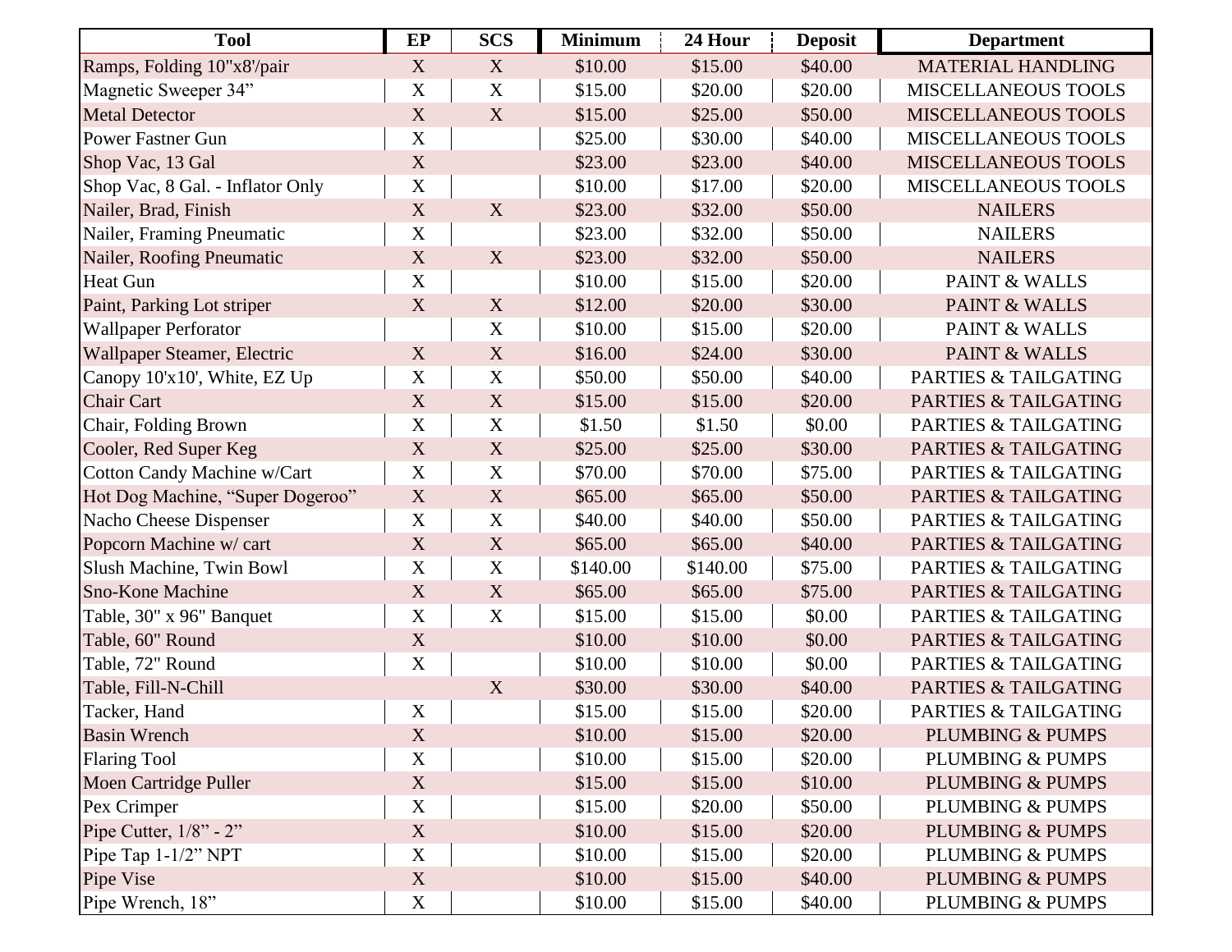| Tool | EP | SCS | Minimum | 24 Hour | Deposit | Department |
|---|---|---|---|---|---|---|
| Ramps, Folding 10"x8'/pair | X | X | $10.00 | $15.00 | $40.00 | MATERIAL HANDLING |
| Magnetic Sweeper 34” | X | X | $15.00 | $20.00 | $20.00 | MISCELLANEOUS TOOLS |
| Metal Detector | X | X | $15.00 | $25.00 | $50.00 | MISCELLANEOUS TOOLS |
| Power Fastner Gun | X | | $25.00 | $30.00 | $40.00 | MISCELLANEOUS TOOLS |
| Shop Vac, 13 Gal | X | | $23.00 | $23.00 | $40.00 | MISCELLANEOUS TOOLS |
| Shop Vac, 8 Gal. - Inflator Only | X | | $10.00 | $17.00 | $20.00 | MISCELLANEOUS TOOLS |
| Nailer, Brad, Finish | X | X | $23.00 | $32.00 | $50.00 | NAILERS |
| Nailer, Framing Pneumatic | X | | $23.00 | $32.00 | $50.00 | NAILERS |
| Nailer, Roofing Pneumatic | X | X | $23.00 | $32.00 | $50.00 | NAILERS |
| Heat Gun | X | | $10.00 | $15.00 | $20.00 | PAINT & WALLS |
| Paint, Parking Lot striper | X | X | $12.00 | $20.00 | $30.00 | PAINT & WALLS |
| Wallpaper Perforator | | X | $10.00 | $15.00 | $20.00 | PAINT & WALLS |
| Wallpaper Steamer, Electric | X | X | $16.00 | $24.00 | $30.00 | PAINT & WALLS |
| Canopy 10'x10', White, EZ Up | X | X | $50.00 | $50.00 | $40.00 | PARTIES & TAILGATING |
| Chair Cart | X | X | $15.00 | $15.00 | $20.00 | PARTIES & TAILGATING |
| Chair, Folding Brown | X | X | $1.50 | $1.50 | $0.00 | PARTIES & TAILGATING |
| Cooler, Red Super Keg | X | X | $25.00 | $25.00 | $30.00 | PARTIES & TAILGATING |
| Cotton Candy Machine w/Cart | X | X | $70.00 | $70.00 | $75.00 | PARTIES & TAILGATING |
| Hot Dog Machine, “Super Dogeroo” | X | X | $65.00 | $65.00 | $50.00 | PARTIES & TAILGATING |
| Nacho Cheese Dispenser | X | X | $40.00 | $40.00 | $50.00 | PARTIES & TAILGATING |
| Popcorn Machine w/ cart | X | X | $65.00 | $65.00 | $40.00 | PARTIES & TAILGATING |
| Slush Machine, Twin Bowl | X | X | $140.00 | $140.00 | $75.00 | PARTIES & TAILGATING |
| Sno-Kone Machine | X | X | $65.00 | $65.00 | $75.00 | PARTIES & TAILGATING |
| Table, 30" x 96" Banquet | X | X | $15.00 | $15.00 | $0.00 | PARTIES & TAILGATING |
| Table, 60" Round | X | | $10.00 | $10.00 | $0.00 | PARTIES & TAILGATING |
| Table, 72" Round | X | | $10.00 | $10.00 | $0.00 | PARTIES & TAILGATING |
| Table, Fill-N-Chill | | X | $30.00 | $30.00 | $40.00 | PARTIES & TAILGATING |
| Tacker, Hand | X | | $15.00 | $15.00 | $20.00 | PARTIES & TAILGATING |
| Basin Wrench | X | | $10.00 | $15.00 | $20.00 | PLUMBING & PUMPS |
| Flaring Tool | X | | $10.00 | $15.00 | $20.00 | PLUMBING & PUMPS |
| Moen Cartridge Puller | X | | $15.00 | $15.00 | $10.00 | PLUMBING & PUMPS |
| Pex Crimper | X | | $15.00 | $20.00 | $50.00 | PLUMBING & PUMPS |
| Pipe Cutter, 1/8” - 2” | X | | $10.00 | $15.00 | $20.00 | PLUMBING & PUMPS |
| Pipe Tap 1-1/2” NPT | X | | $10.00 | $15.00 | $20.00 | PLUMBING & PUMPS |
| Pipe Vise | X | | $10.00 | $15.00 | $40.00 | PLUMBING & PUMPS |
| Pipe Wrench, 18” | X | | $10.00 | $15.00 | $40.00 | PLUMBING & PUMPS |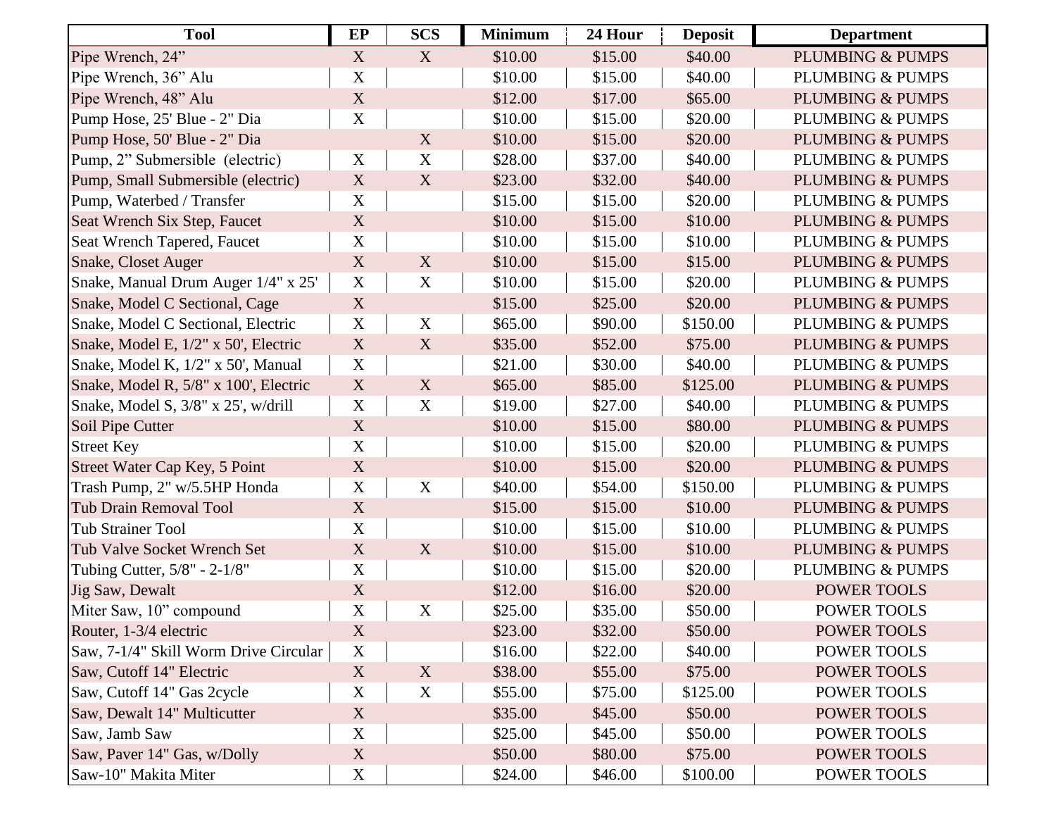| Tool | EP | SCS | Minimum | 24 Hour | Deposit | Department |
|---|---|---|---|---|---|---|
| Pipe Wrench, 24” | X | X | $10.00 | $15.00 | $40.00 | PLUMBING & PUMPS |
| Pipe Wrench, 36” Alu | X | | $10.00 | $15.00 | $40.00 | PLUMBING & PUMPS |
| Pipe Wrench, 48” Alu | X | | $12.00 | $17.00 | $65.00 | PLUMBING & PUMPS |
| Pump Hose, 25' Blue - 2" Dia | X | | $10.00 | $15.00 | $20.00 | PLUMBING & PUMPS |
| Pump Hose, 50' Blue - 2" Dia | | X | $10.00 | $15.00 | $20.00 | PLUMBING & PUMPS |
| Pump, 2” Submersible (electric) | X | X | $28.00 | $37.00 | $40.00 | PLUMBING & PUMPS |
| Pump, Small Submersible (electric) | X | X | $23.00 | $32.00 | $40.00 | PLUMBING & PUMPS |
| Pump, Waterbed / Transfer | X | | $15.00 | $15.00 | $20.00 | PLUMBING & PUMPS |
| Seat Wrench Six Step, Faucet | X | | $10.00 | $15.00 | $10.00 | PLUMBING & PUMPS |
| Seat Wrench Tapered, Faucet | X | | $10.00 | $15.00 | $10.00 | PLUMBING & PUMPS |
| Snake, Closet Auger | X | X | $10.00 | $15.00 | $15.00 | PLUMBING & PUMPS |
| Snake, Manual Drum Auger 1/4" x 25' | X | X | $10.00 | $15.00 | $20.00 | PLUMBING & PUMPS |
| Snake, Model C Sectional, Cage | X | | $15.00 | $25.00 | $20.00 | PLUMBING & PUMPS |
| Snake, Model C Sectional, Electric | X | X | $65.00 | $90.00 | $150.00 | PLUMBING & PUMPS |
| Snake, Model E, 1/2" x 50', Electric | X | X | $35.00 | $52.00 | $75.00 | PLUMBING & PUMPS |
| Snake, Model K, 1/2" x 50', Manual | X | | $21.00 | $30.00 | $40.00 | PLUMBING & PUMPS |
| Snake, Model R, 5/8" x 100', Electric | X | X | $65.00 | $85.00 | $125.00 | PLUMBING & PUMPS |
| Snake, Model S, 3/8" x 25', w/drill | X | X | $19.00 | $27.00 | $40.00 | PLUMBING & PUMPS |
| Soil Pipe Cutter | X | | $10.00 | $15.00 | $80.00 | PLUMBING & PUMPS |
| Street Key | X | | $10.00 | $15.00 | $20.00 | PLUMBING & PUMPS |
| Street Water Cap Key, 5 Point | X | | $10.00 | $15.00 | $20.00 | PLUMBING & PUMPS |
| Trash Pump, 2" w/5.5HP Honda | X | X | $40.00 | $54.00 | $150.00 | PLUMBING & PUMPS |
| Tub Drain Removal Tool | X | | $15.00 | $15.00 | $10.00 | PLUMBING & PUMPS |
| Tub Strainer Tool | X | | $10.00 | $15.00 | $10.00 | PLUMBING & PUMPS |
| Tub Valve Socket Wrench Set | X | X | $10.00 | $15.00 | $10.00 | PLUMBING & PUMPS |
| Tubing Cutter, 5/8" - 2-1/8" | X | | $10.00 | $15.00 | $20.00 | PLUMBING & PUMPS |
| Jig Saw, Dewalt | X | | $12.00 | $16.00 | $20.00 | POWER TOOLS |
| Miter Saw, 10” compound | X | X | $25.00 | $35.00 | $50.00 | POWER TOOLS |
| Router, 1-3/4 electric | X | | $23.00 | $32.00 | $50.00 | POWER TOOLS |
| Saw, 7-1/4" Skill Worm Drive Circular | X | | $16.00 | $22.00 | $40.00 | POWER TOOLS |
| Saw, Cutoff 14" Electric | X | X | $38.00 | $55.00 | $75.00 | POWER TOOLS |
| Saw, Cutoff 14" Gas 2cycle | X | X | $55.00 | $75.00 | $125.00 | POWER TOOLS |
| Saw, Dewalt 14" Multicutter | X | | $35.00 | $45.00 | $50.00 | POWER TOOLS |
| Saw, Jamb Saw | X | | $25.00 | $45.00 | $50.00 | POWER TOOLS |
| Saw, Paver 14" Gas, w/Dolly | X | | $50.00 | $80.00 | $75.00 | POWER TOOLS |
| Saw-10" Makita Miter | X | | $24.00 | $46.00 | $100.00 | POWER TOOLS |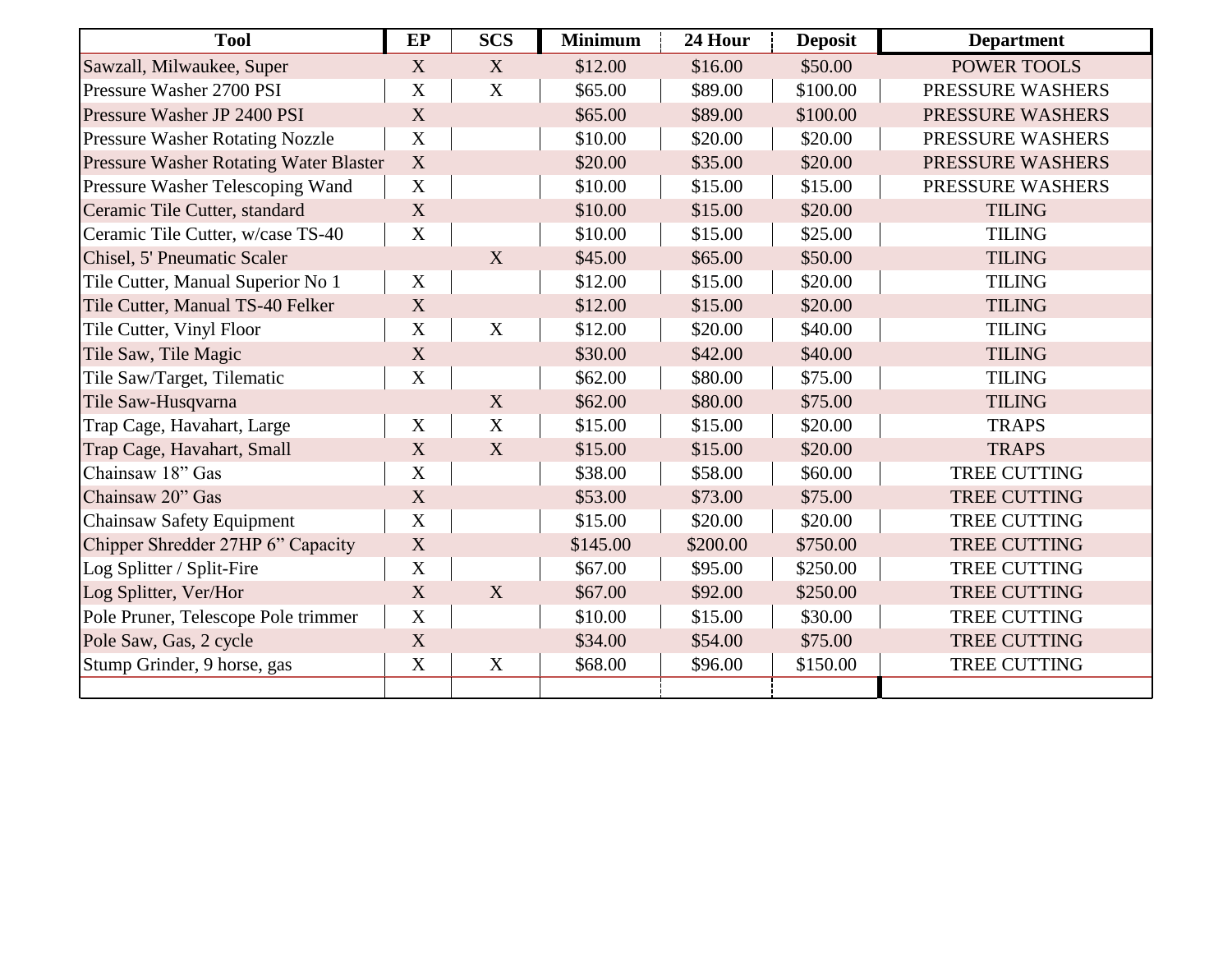| Tool | EP | SCS | Minimum | 24 Hour | Deposit | Department |
|---|---|---|---|---|---|---|
| Sawzall, Milwaukee, Super | X | X | $12.00 | $16.00 | $50.00 | POWER TOOLS |
| Pressure Washer 2700 PSI | X | X | $65.00 | $89.00 | $100.00 | PRESSURE WASHERS |
| Pressure Washer JP 2400 PSI | X | | $65.00 | $89.00 | $100.00 | PRESSURE WASHERS |
| Pressure Washer Rotating Nozzle | X | | $10.00 | $20.00 | $20.00 | PRESSURE WASHERS |
| Pressure Washer Rotating Water Blaster | X | | $20.00 | $35.00 | $20.00 | PRESSURE WASHERS |
| Pressure Washer Telescoping Wand | X | | $10.00 | $15.00 | $15.00 | PRESSURE WASHERS |
| Ceramic Tile Cutter, standard | X | | $10.00 | $15.00 | $20.00 | TILING |
| Ceramic Tile Cutter, w/case TS-40 | X | | $10.00 | $15.00 | $25.00 | TILING |
| Chisel, 5' Pneumatic Scaler | | X | $45.00 | $65.00 | $50.00 | TILING |
| Tile Cutter, Manual Superior No 1 | X | | $12.00 | $15.00 | $20.00 | TILING |
| Tile Cutter, Manual TS-40 Felker | X | | $12.00 | $15.00 | $20.00 | TILING |
| Tile Cutter, Vinyl Floor | X | X | $12.00 | $20.00 | $40.00 | TILING |
| Tile Saw, Tile Magic | X | | $30.00 | $42.00 | $40.00 | TILING |
| Tile Saw/Target, Tilematic | X | | $62.00 | $80.00 | $75.00 | TILING |
| Tile Saw-Husqvarna | | X | $62.00 | $80.00 | $75.00 | TILING |
| Trap Cage, Havahart, Large | X | X | $15.00 | $15.00 | $20.00 | TRAPS |
| Trap Cage, Havahart, Small | X | X | $15.00 | $15.00 | $20.00 | TRAPS |
| Chainsaw 18” Gas | X | | $38.00 | $58.00 | $60.00 | TREE CUTTING |
| Chainsaw 20” Gas | X | | $53.00 | $73.00 | $75.00 | TREE CUTTING |
| Chainsaw Safety Equipment | X | | $15.00 | $20.00 | $20.00 | TREE CUTTING |
| Chipper Shredder 27HP 6” Capacity | X | | $145.00 | $200.00 | $750.00 | TREE CUTTING |
| Log Splitter / Split-Fire | X | | $67.00 | $95.00 | $250.00 | TREE CUTTING |
| Log Splitter, Ver/Hor | X | X | $67.00 | $92.00 | $250.00 | TREE CUTTING |
| Pole Pruner, Telescope Pole trimmer | X | | $10.00 | $15.00 | $30.00 | TREE CUTTING |
| Pole Saw, Gas, 2 cycle | X | | $34.00 | $54.00 | $75.00 | TREE CUTTING |
| Stump Grinder, 9 horse, gas | X | X | $68.00 | $96.00 | $150.00 | TREE CUTTING |
| | | | | | | |